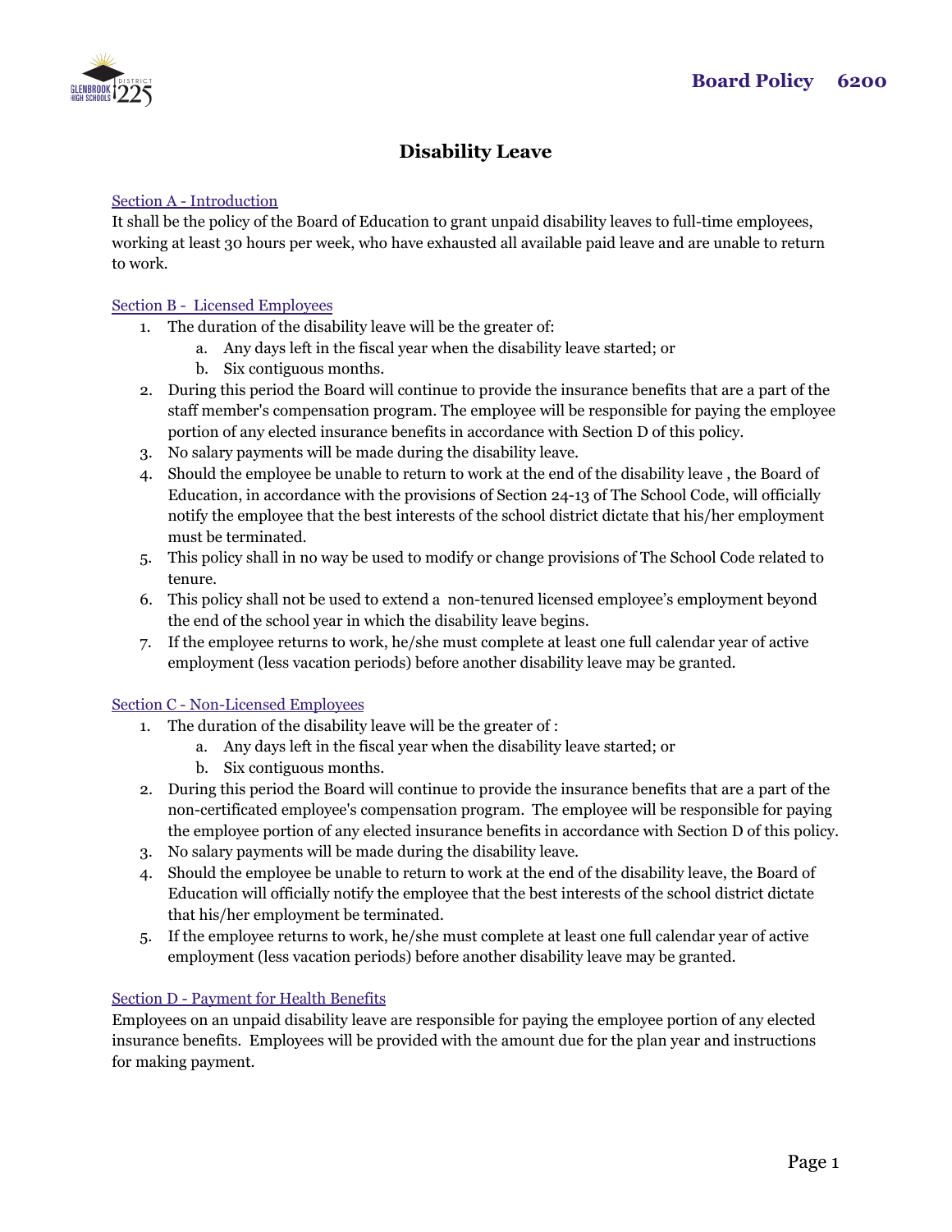# Board Policy 6200

## Disability Leave

### Section A - Introduction

It shall be the policy of the Board of Education to grant unpaid disability leaves to full-time employees, working at least 30 hours per week, who have exhausted all available paid leave and are unable to return to work.

### Section B - Licensed Employees

1. The duration of the disability leave will be the greater of:
   a. Any days left in the fiscal year when the disability leave started; or
   b. Six contiguous months.
2. During this period the Board will continue to provide the insurance benefits that are a part of the staff member's compensation program. The employee will be responsible for paying the employee portion of any elected insurance benefits in accordance with Section D of this policy.
3. No salary payments will be made during the disability leave.
4. Should the employee be unable to return to work at the end of the disability leave , the Board of Education, in accordance with the provisions of Section 24-13 of The School Code, will officially notify the employee that the best interests of the school district dictate that his/her employment must be terminated.
5. This policy shall in no way be used to modify or change provisions of The School Code related to tenure.
6. This policy shall not be used to extend a non-tenured licensed employee's employment beyond the end of the school year in which the disability leave begins.
7. If the employee returns to work, he/she must complete at least one full calendar year of active employment (less vacation periods) before another disability leave may be granted.

### Section C - Non-Licensed Employees

1. The duration of the disability leave will be the greater of :
   a. Any days left in the fiscal year when the disability leave started; or
   b. Six contiguous months.
2. During this period the Board will continue to provide the insurance benefits that are a part of the non-certificated employee's compensation program. The employee will be responsible for paying the employee portion of any elected insurance benefits in accordance with Section D of this policy.
3. No salary payments will be made during the disability leave.
4. Should the employee be unable to return to work at the end of the disability leave, the Board of Education will officially notify the employee that the best interests of the school district dictate that his/her employment be terminated.
5. If the employee returns to work, he/she must complete at least one full calendar year of active employment (less vacation periods) before another disability leave may be granted.

### Section D - Payment for Health Benefits

Employees on an unpaid disability leave are responsible for paying the employee portion of any elected insurance benefits. Employees will be provided with the amount due for the plan year and instructions for making payment.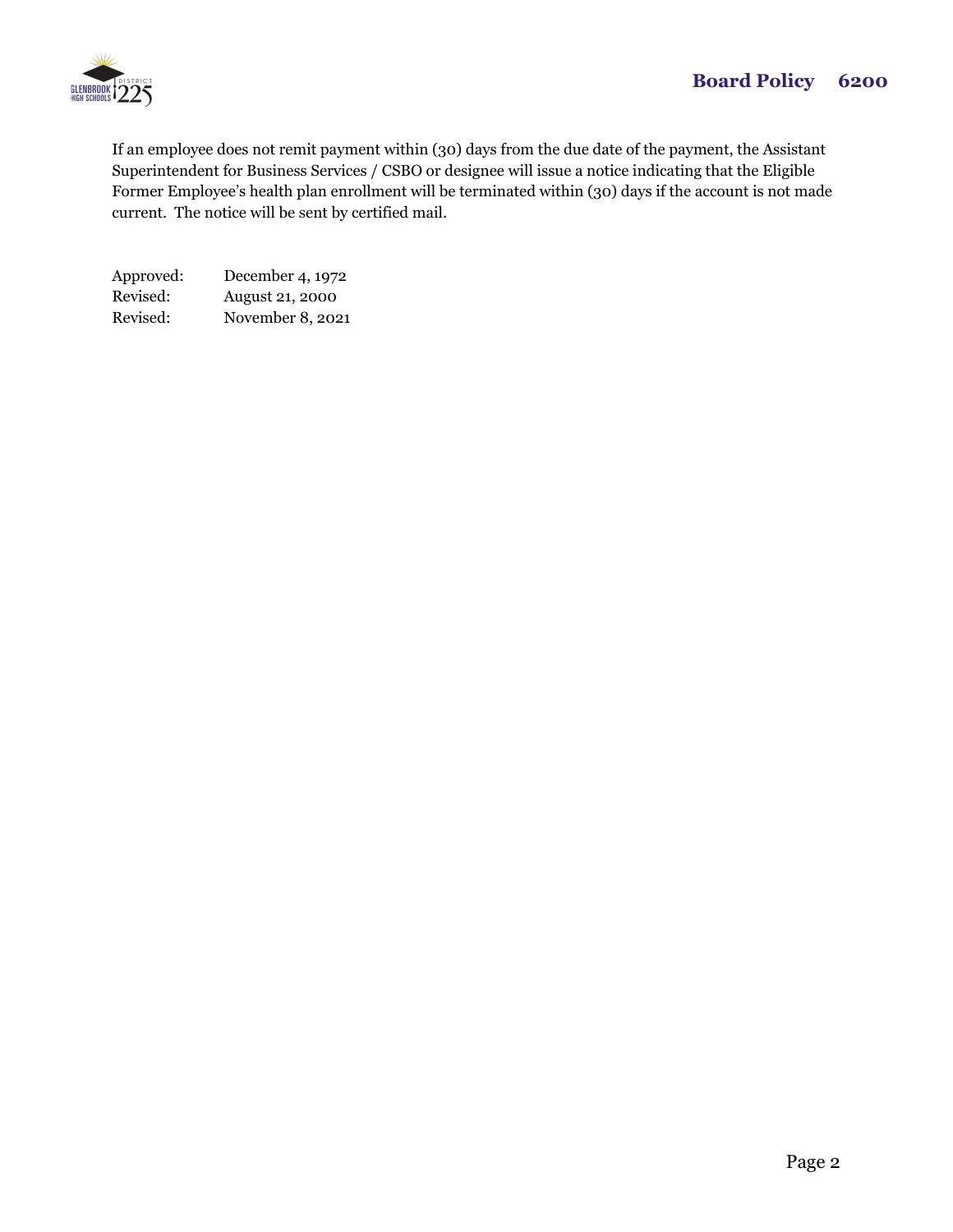If an employee does not remit payment within (30) days from the due date of the payment, the Assistant Superintendent for Business Services / CSBO or designee will issue a notice indicating that the Eligible Former Employee's health plan enrollment will be terminated within (30) days if the account is not made current. The notice will be sent by certified mail.

| | |
|---|---|
| Approved: | December 4, 1972 |
| Revised: | August 21, 2000 |
| Revised: | November 8, 2021 |